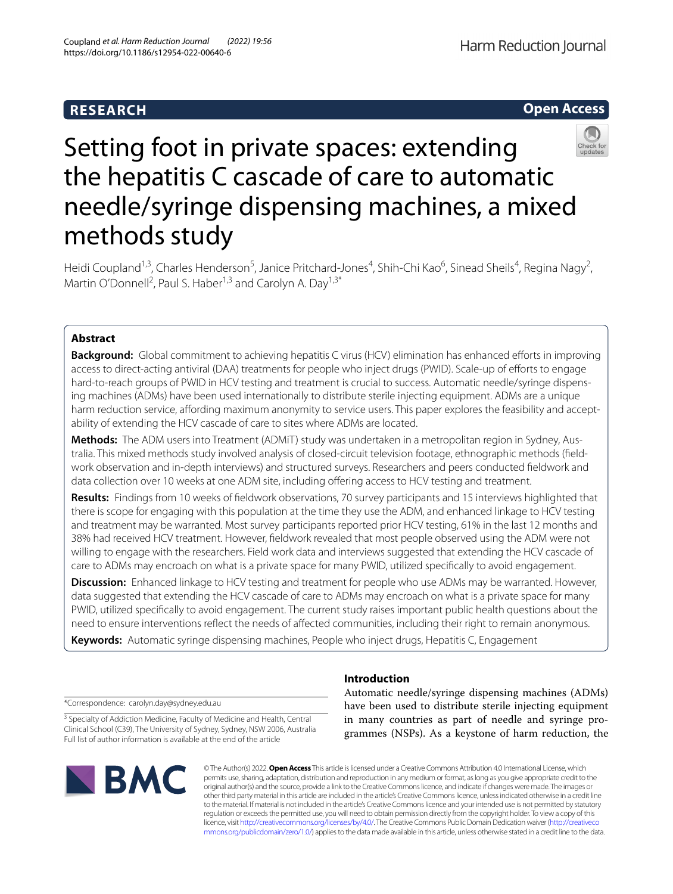**RESEARCH** **Open Access**

# Setting foot in private spaces: extending the hepatitis C cascade of care to automatic needle/syringe dispensing machines, a mixed methods study

Heidi Coupland[1,3], Charles Henderson[5], Janice Pritchard-Jones[4], Shih-Chi Kao[6], Sinead Sheils[4], Regina Nagy[2], Martin O'Donnell[2], Paul S. Haber[1,3] and Carolyn A. Day[1,3*]

## Abstract

**Background:** Global commitment to achieving hepatitis C virus (HCV) elimination has enhanced efforts in improving access to direct-acting antiviral (DAA) treatments for people who inject drugs (PWID). Scale-up of efforts to engage hard-to-reach groups of PWID in HCV testing and treatment is crucial to success. Automatic needle/syringe dispensing machines (ADMs) have been used internationally to distribute sterile injecting equipment. ADMs are a unique harm reduction service, affording maximum anonymity to service users. This paper explores the feasibility and acceptability of extending the HCV cascade of care to sites where ADMs are located.

**Methods:** The ADM users into Treatment (ADMiT) study was undertaken in a metropolitan region in Sydney, Australia. This mixed methods study involved analysis of closed-circuit television footage, ethnographic methods (fieldwork observation and in-depth interviews) and structured surveys. Researchers and peers conducted fieldwork and data collection over 10 weeks at one ADM site, including offering access to HCV testing and treatment.

**Results:** Findings from 10 weeks of fieldwork observations, 70 survey participants and 15 interviews highlighted that there is scope for engaging with this population at the time they use the ADM, and enhanced linkage to HCV testing and treatment may be warranted. Most survey participants reported prior HCV testing, 61% in the last 12 months and 38% had received HCV treatment. However, fieldwork revealed that most people observed using the ADM were not willing to engage with the researchers. Field work data and interviews suggested that extending the HCV cascade of care to ADMs may encroach on what is a private space for many PWID, utilized specifically to avoid engagement.

**Discussion:** Enhanced linkage to HCV testing and treatment for people who use ADMs may be warranted. However, data suggested that extending the HCV cascade of care to ADMs may encroach on what is a private space for many PWID, utilized specifically to avoid engagement. The current study raises important public health questions about the need to ensure interventions reflect the needs of affected communities, including their right to remain anonymous.

**Keywords:** Automatic syringe dispensing machines, People who inject drugs, Hepatitis C, Engagement

*Correspondence: carolyn.day@sydney.edu.au

[3] Specialty of Addiction Medicine, Faculty of Medicine and Health, Central Clinical School (C39), The University of Sydney, Sydney, NSW 2006, Australia

Full list of author information is available at the end of the article

## Introduction

Automatic needle/syringe dispensing machines (ADMs) have been used to distribute sterile injecting equipment in many countries as part of needle and syringe programmes (NSPs). As a keystone of harm reduction, the

© The Author(s) 2022. **Open Access** This article is licensed under a Creative Commons Attribution 4.0 International License, which permits use, sharing, adaptation, distribution and reproduction in any medium or format, as long as you give appropriate credit to the original author(s) and the source, provide a link to the Creative Commons licence, and indicate if changes were made. The images or other third party material in this article are included in the article's Creative Commons licence, unless indicated otherwise in a credit line to the material. If material is not included in the article's Creative Commons licence and your intended use is not permitted by statutory regulation or exceeds the permitted use, you will need to obtain permission directly from the copyright holder. To view a copy of this licence, visit http://creativecommons.org/licenses/by/4.0/. The Creative Commons Public Domain Dedication waiver (http://creativecommons.org/publicdomain/zero/1.0/) applies to the data made available in this article, unless otherwise stated in a credit line to the data.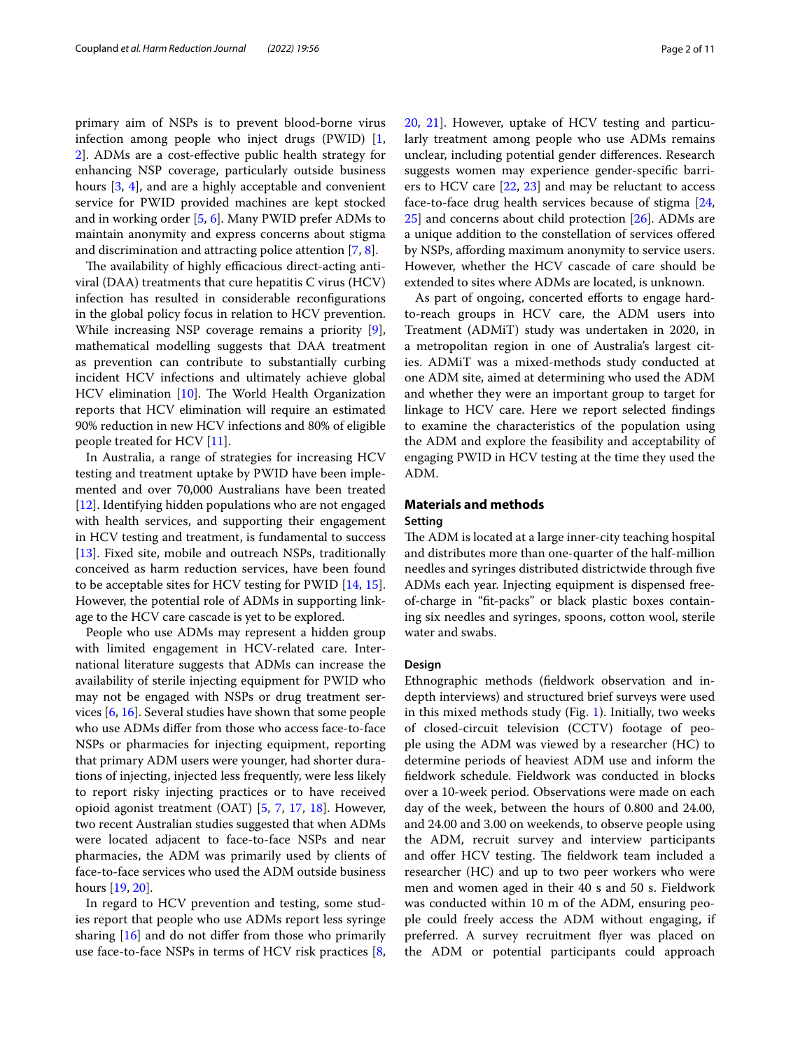primary aim of NSPs is to prevent blood-borne virus infection among people who inject drugs (PWID) [1, 2]. ADMs are a cost-effective public health strategy for enhancing NSP coverage, particularly outside business hours [3, 4], and are a highly acceptable and convenient service for PWID provided machines are kept stocked and in working order [5, 6]. Many PWID prefer ADMs to maintain anonymity and express concerns about stigma and discrimination and attracting police attention [7, 8].

The availability of highly efficacious direct-acting antiviral (DAA) treatments that cure hepatitis C virus (HCV) infection has resulted in considerable reconfigurations in the global policy focus in relation to HCV prevention. While increasing NSP coverage remains a priority [9], mathematical modelling suggests that DAA treatment as prevention can contribute to substantially curbing incident HCV infections and ultimately achieve global HCV elimination [10]. The World Health Organization reports that HCV elimination will require an estimated 90% reduction in new HCV infections and 80% of eligible people treated for HCV [11].

In Australia, a range of strategies for increasing HCV testing and treatment uptake by PWID have been implemented and over 70,000 Australians have been treated [12]. Identifying hidden populations who are not engaged with health services, and supporting their engagement in HCV testing and treatment, is fundamental to success [13]. Fixed site, mobile and outreach NSPs, traditionally conceived as harm reduction services, have been found to be acceptable sites for HCV testing for PWID [14, 15]. However, the potential role of ADMs in supporting linkage to the HCV care cascade is yet to be explored.

People who use ADMs may represent a hidden group with limited engagement in HCV-related care. International literature suggests that ADMs can increase the availability of sterile injecting equipment for PWID who may not be engaged with NSPs or drug treatment services [6, 16]. Several studies have shown that some people who use ADMs differ from those who access face-to-face NSPs or pharmacies for injecting equipment, reporting that primary ADM users were younger, had shorter durations of injecting, injected less frequently, were less likely to report risky injecting practices or to have received opioid agonist treatment (OAT) [5, 7, 17, 18]. However, two recent Australian studies suggested that when ADMs were located adjacent to face-to-face NSPs and near pharmacies, the ADM was primarily used by clients of face-to-face services who used the ADM outside business hours [19, 20].

In regard to HCV prevention and testing, some studies report that people who use ADMs report less syringe sharing [16] and do not differ from those who primarily use face-to-face NSPs in terms of HCV risk practices [8, 20, 21]. However, uptake of HCV testing and particularly treatment among people who use ADMs remains unclear, including potential gender differences. Research suggests women may experience gender-specific barriers to HCV care [22, 23] and may be reluctant to access face-to-face drug health services because of stigma [24, 25] and concerns about child protection [26]. ADMs are a unique addition to the constellation of services offered by NSPs, affording maximum anonymity to service users. However, whether the HCV cascade of care should be extended to sites where ADMs are located, is unknown.

As part of ongoing, concerted efforts to engage hard-to-reach groups in HCV care, the ADM users into Treatment (ADMiT) study was undertaken in 2020, in a metropolitan region in one of Australia's largest cities. ADMiT was a mixed-methods study conducted at one ADM site, aimed at determining who used the ADM and whether they were an important group to target for linkage to HCV care. Here we report selected findings to examine the characteristics of the population using the ADM and explore the feasibility and acceptability of engaging PWID in HCV testing at the time they used the ADM.

## Materials and methods

### Setting

The ADM is located at a large inner-city teaching hospital and distributes more than one-quarter of the half-million needles and syringes distributed districtwide through five ADMs each year. Injecting equipment is dispensed free-of-charge in "fit-packs" or black plastic boxes containing six needles and syringes, spoons, cotton wool, sterile water and swabs.

### Design

Ethnographic methods (fieldwork observation and in-depth interviews) and structured brief surveys were used in this mixed methods study (Fig. 1). Initially, two weeks of closed-circuit television (CCTV) footage of people using the ADM was viewed by a researcher (HC) to determine periods of heaviest ADM use and inform the fieldwork schedule. Fieldwork was conducted in blocks over a 10-week period. Observations were made on each day of the week, between the hours of 0.800 and 24.00, and 24.00 and 3.00 on weekends, to observe people using the ADM, recruit survey and interview participants and offer HCV testing. The fieldwork team included a researcher (HC) and up to two peer workers who were men and women aged in their 40 s and 50 s. Fieldwork was conducted within 10 m of the ADM, ensuring people could freely access the ADM without engaging, if preferred. A survey recruitment flyer was placed on the ADM or potential participants could approach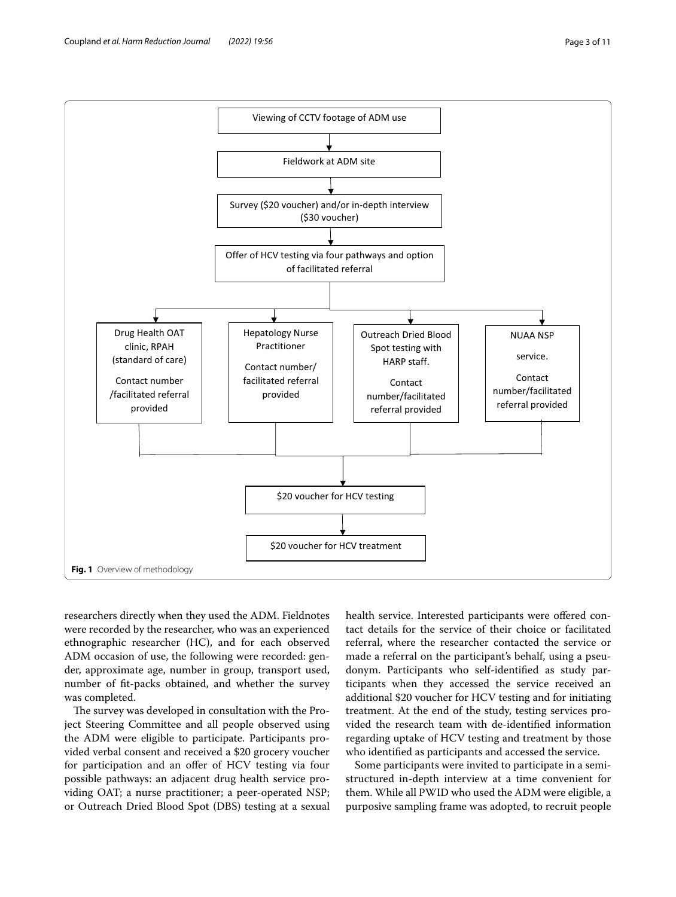Viewing of CCTV footage of ADM use

↓

Fieldwork at ADM site

↓

Survey ($20 voucher) and/or in-depth interview ($30 voucher)

↓

Offer of HCV testing via four pathways and option of facilitated referral

↓

| Drug Health OAT clinic, RPAH (standard of care) | Hepatology Nurse Practitioner | Outreach Dried Blood Spot testing with HARP staff. | NUAA NSP service. |
| --- | --- | --- | --- |
| Contact number /facilitated referral provided | Contact number/ facilitated referral provided | Contact number/facilitated referral provided | Contact number/facilitated referral provided |

↓

$20 voucher for HCV testing

↓

$20 voucher for HCV treatment

**Fig. 1** Overview of methodology

researchers directly when they used the ADM. Fieldnotes were recorded by the researcher, who was an experienced ethnographic researcher (HC), and for each observed ADM occasion of use, the following were recorded: gender, approximate age, number in group, transport used, number of fit-packs obtained, and whether the survey was completed.

The survey was developed in consultation with the Project Steering Committee and all people observed using the ADM were eligible to participate. Participants provided verbal consent and received a $20 grocery voucher for participation and an offer of HCV testing via four possible pathways: an adjacent drug health service providing OAT; a nurse practitioner; a peer-operated NSP; or Outreach Dried Blood Spot (DBS) testing at a sexual health service. Interested participants were offered contact details for the service of their choice or facilitated referral, where the researcher contacted the service or made a referral on the participant's behalf, using a pseudonym. Participants who self-identified as study participants when they accessed the service received an additional $20 voucher for HCV testing and for initiating treatment. At the end of the study, testing services provided the research team with de-identified information regarding uptake of HCV testing and treatment by those who identified as participants and accessed the service.

Some participants were invited to participate in a semi-structured in-depth interview at a time convenient for them. While all PWID who used the ADM were eligible, a purposive sampling frame was adopted, to recruit people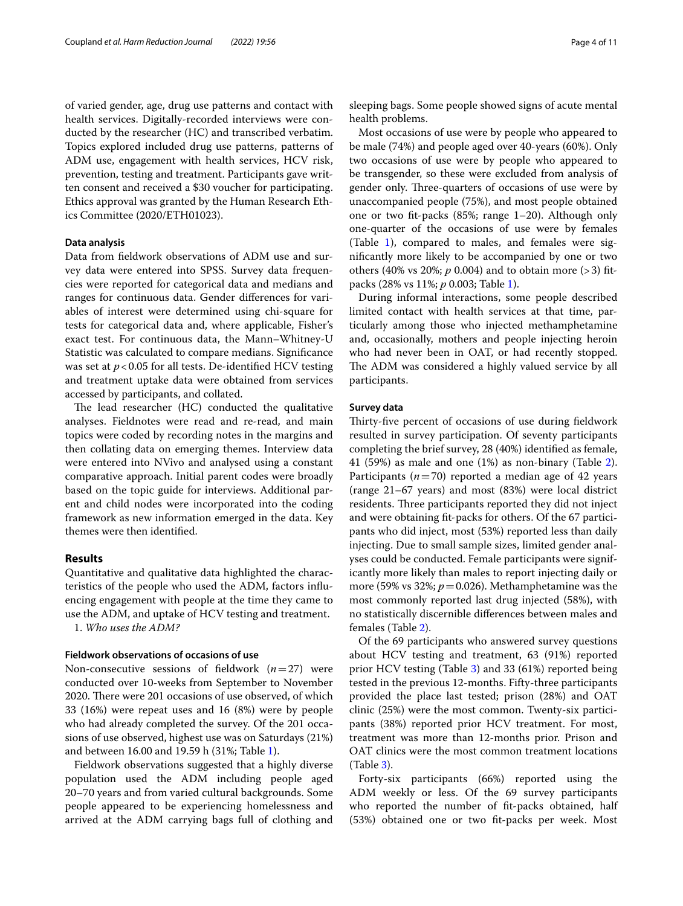of varied gender, age, drug use patterns and contact with health services. Digitally-recorded interviews were conducted by the researcher (HC) and transcribed verbatim. Topics explored included drug use patterns, patterns of ADM use, engagement with health services, HCV risk, prevention, testing and treatment. Participants gave written consent and received a $30 voucher for participating. Ethics approval was granted by the Human Research Ethics Committee (2020/ETH01023).

### Data analysis

Data from fieldwork observations of ADM use and survey data were entered into SPSS. Survey data frequencies were reported for categorical data and medians and ranges for continuous data. Gender differences for variables of interest were determined using chi-square for tests for categorical data and, where applicable, Fisher's exact test. For continuous data, the Mann–Whitney-U Statistic was calculated to compare medians. Significance was set at $p < 0.05$ for all tests. De-identified HCV testing and treatment uptake data were obtained from services accessed by participants, and collated.

The lead researcher (HC) conducted the qualitative analyses. Fieldnotes were read and re-read, and main topics were coded by recording notes in the margins and then collating data on emerging themes. Interview data were entered into NVivo and analysed using a constant comparative approach. Initial parent codes were broadly based on the topic guide for interviews. Additional parent and child nodes were incorporated into the coding framework as new information emerged in the data. Key themes were then identified.

## Results

Quantitative and qualitative data highlighted the characteristics of the people who used the ADM, factors influencing engagement with people at the time they came to use the ADM, and uptake of HCV testing and treatment.

1. *Who uses the ADM?*

### Fieldwork observations of occasions of use

Non-consecutive sessions of fieldwork ($n = 27$) were conducted over 10-weeks from September to November 2020. There were 201 occasions of use observed, of which 33 (16%) were repeat uses and 16 (8%) were by people who had already completed the survey. Of the 201 occasions of use observed, highest use was on Saturdays (21%) and between 16.00 and 19.59 h (31%; Table 1).

Fieldwork observations suggested that a highly diverse population used the ADM including people aged 20–70 years and from varied cultural backgrounds. Some people appeared to be experiencing homelessness and arrived at the ADM carrying bags full of clothing and sleeping bags. Some people showed signs of acute mental health problems.

Most occasions of use were by people who appeared to be male (74%) and people aged over 40-years (60%). Only two occasions of use were by people who appeared to be transgender, so these were excluded from analysis of gender only. Three-quarters of occasions of use were by unaccompanied people (75%), and most people obtained one or two fit-packs (85%; range 1–20). Although only one-quarter of the occasions of use were by females (Table 1), compared to males, and females were significantly more likely to be accompanied by one or two others (40% vs 20%; $p$ 0.004) and to obtain more (> 3) fit-packs (28% vs 11%; $p$ 0.003; Table 1).

During informal interactions, some people described limited contact with health services at that time, particularly among those who injected methamphetamine and, occasionally, mothers and people injecting heroin who had never been in OAT, or had recently stopped. The ADM was considered a highly valued service by all participants.

### Survey data

Thirty-five percent of occasions of use during fieldwork resulted in survey participation. Of seventy participants completing the brief survey, 28 (40%) identified as female, 41 (59%) as male and one (1%) as non-binary (Table 2). Participants ($n = 70$) reported a median age of 42 years (range 21–67 years) and most (83%) were local district residents. Three participants reported they did not inject and were obtaining fit-packs for others. Of the 67 participants who did inject, most (53%) reported less than daily injecting. Due to small sample sizes, limited gender analyses could be conducted. Female participants were significantly more likely than males to report injecting daily or more (59% vs 32%; $p = 0.026$). Methamphetamine was the most commonly reported last drug injected (58%), with no statistically discernible differences between males and females (Table 2).

Of the 69 participants who answered survey questions about HCV testing and treatment, 63 (91%) reported prior HCV testing (Table 3) and 33 (61%) reported being tested in the previous 12-months. Fifty-three participants provided the place last tested; prison (28%) and OAT clinic (25%) were the most common. Twenty-six participants (38%) reported prior HCV treatment. For most, treatment was more than 12-months prior. Prison and OAT clinics were the most common treatment locations (Table 3).

Forty-six participants (66%) reported using the ADM weekly or less. Of the 69 survey participants who reported the number of fit-packs obtained, half (53%) obtained one or two fit-packs per week. Most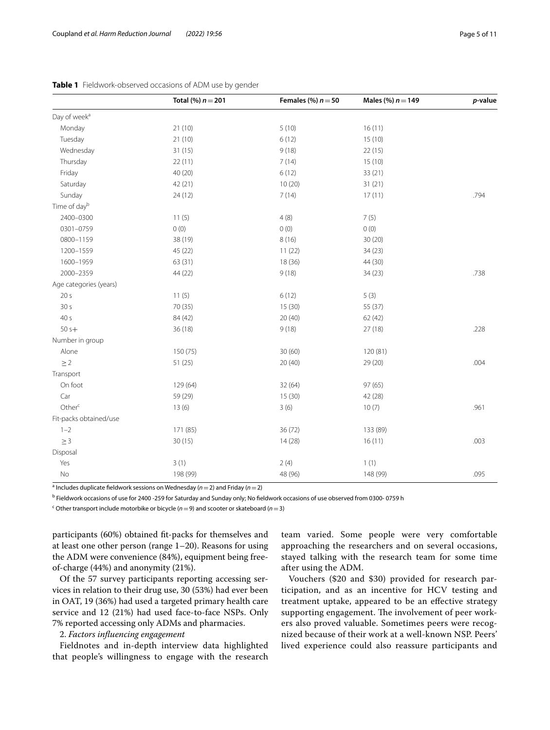**Table 1** Fieldwork-observed occasions of ADM use by gender

| | Total (%) $n = 201$ | Females (%) $n = 50$ | Males (%) $n = 149$ | *p*-value |
|---|---|---|---|---|
| Day of week[a] | | | | |
| Monday | 21 (10) | 5 (10) | 16 (11) | |
| Tuesday | 21 (10) | 6 (12) | 15 (10) | |
| Wednesday | 31 (15) | 9 (18) | 22 (15) | |
| Thursday | 22 (11) | 7 (14) | 15 (10) | |
| Friday | 40 (20) | 6 (12) | 33 (21) | |
| Saturday | 42 (21) | 10 (20) | 31 (21) | |
| Sunday | 24 (12) | 7 (14) | 17 (11) | .794 |
| Time of day[b] | | | | |
| 2400–0300 | 11 (5) | 4 (8) | 7 (5) | |
| 0301–0759 | 0 (0) | 0 (0) | 0 (0) | |
| 0800–1159 | 38 (19) | 8 (16) | 30 (20) | |
| 1200–1559 | 45 (22) | 11 (22) | 34 (23) | |
| 1600–1959 | 63 (31) | 18 (36) | 44 (30) | |
| 2000–2359 | 44 (22) | 9 (18) | 34 (23) | .738 |
| Age categories (years) | | | | |
| 20 s | 11 (5) | 6 (12) | 5 (3) | |
| 30 s | 70 (35) | 15 (30) | 55 (37) | |
| 40 s | 84 (42) | 20 (40) | 62 (42) | |
| 50 s+ | 36 (18) | 9 (18) | 27 (18) | .228 |
| Number in group | | | | |
| Alone | 150 (75) | 30 (60) | 120 (81) | |
| $\geq 2$ | 51 (25) | 20 (40) | 29 (20) | .004 |
| Transport | | | | |
| On foot | 129 (64) | 32 (64) | 97 (65) | |
| Car | 59 (29) | 15 (30) | 42 (28) | |
| Other[c] | 13 (6) | 3 (6) | 10 (7) | .961 |
| Fit-packs obtained/use | | | | |
| 1–2 | 171 (85) | 36 (72) | 133 (89) | |
| $\geq 3$ | 30 (15) | 14 (28) | 16 (11) | .003 |
| Disposal | | | | |
| Yes | 3 (1) | 2 (4) | 1 (1) | |
| No | 198 (99) | 48 (96) | 148 (99) | .095 |

[a] Includes duplicate fieldwork sessions on Wednesday ($n = 2$) and Friday ($n = 2$)

[b] Fieldwork occasions of use for 2400 -259 for Saturday and Sunday only; No fieldwork occasions of use observed from 0300- 0759 h

[c] Other transport include motorbike or bicycle ($n = 9$) and scooter or skateboard ($n = 3$)

participants (60%) obtained fit-packs for themselves and at least one other person (range 1–20). Reasons for using the ADM were convenience (84%), equipment being free-of-charge (44%) and anonymity (21%).

Of the 57 survey participants reporting accessing services in relation to their drug use, 30 (53%) had ever been in OAT, 19 (36%) had used a targeted primary health care service and 12 (21%) had used face-to-face NSPs. Only 7% reported accessing only ADMs and pharmacies.

2. *Factors influencing engagement*

Fieldnotes and in-depth interview data highlighted that people's willingness to engage with the research team varied. Some people were very comfortable approaching the researchers and on several occasions, stayed talking with the research team for some time after using the ADM.

Vouchers ($20 and $30) provided for research participation, and as an incentive for HCV testing and treatment uptake, appeared to be an effective strategy supporting engagement. The involvement of peer workers also proved valuable. Sometimes peers were recognized because of their work at a well-known NSP. Peers' lived experience could also reassure participants and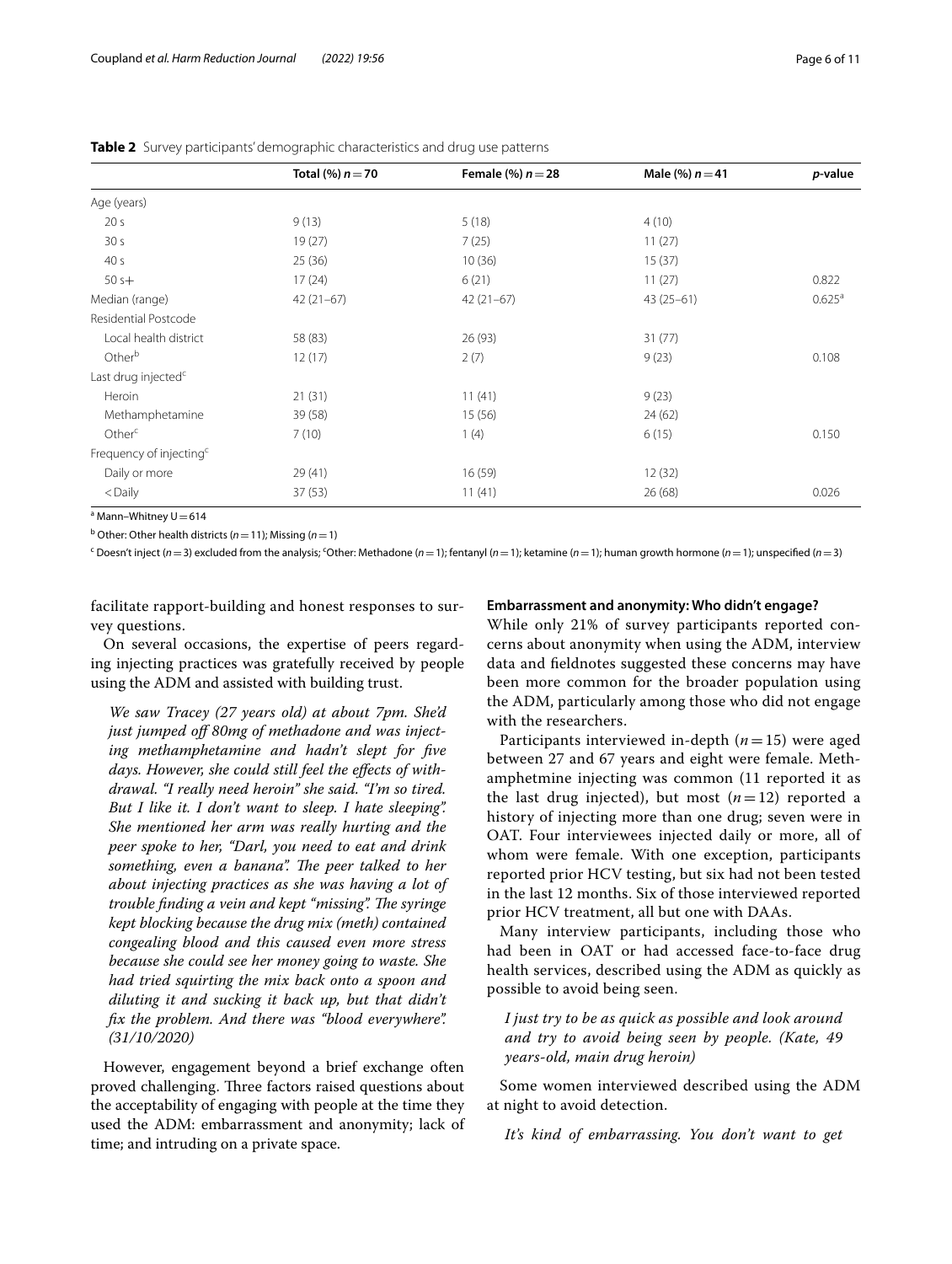**Table 2** Survey participants' demographic characteristics and drug use patterns

| | Total (%) $n = 70$ | Female (%) $n = 28$ | Male (%) $n = 41$ | *p*-value |
|---|---|---|---|---|
| Age (years) | | | | |
| 20 s | 9 (13) | 5 (18) | 4 (10) | |
| 30 s | 19 (27) | 7 (25) | 11 (27) | |
| 40 s | 25 (36) | 10 (36) | 15 (37) | |
| 50 s+ | 17 (24) | 6 (21) | 11 (27) | 0.822 |
| Median (range) | 42 (21–67) | 42 (21–67) | 43 (25–61) | 0.625[a] |
| Residential Postcode | | | | |
| Local health district | 58 (83) | 26 (93) | 31 (77) | |
| Other[b] | 12 (17) | 2 (7) | 9 (23) | 0.108 |
| Last drug injected[c] | | | | |
| Heroin | 21 (31) | 11 (41) | 9 (23) | |
| Methamphetamine | 39 (58) | 15 (56) | 24 (62) | |
| Other[c] | 7 (10) | 1 (4) | 6 (15) | 0.150 |
| Frequency of injecting[c] | | | | |
| Daily or more | 29 (41) | 16 (59) | 12 (32) | |
| <Daily | 37 (53) | 11 (41) | 26 (68) | 0.026 |

[a] Mann–Whitney U = 614

[b] Other: Other health districts ($n = 11$); Missing ($n = 1$)

[c] Doesn't inject ($n = 3$) excluded from the analysis; [c]Other: Methadone ($n = 1$); fentanyl ($n = 1$); ketamine ($n = 1$); human growth hormone ($n = 1$); unspecified ($n = 3$)

facilitate rapport-building and honest responses to survey questions.

On several occasions, the expertise of peers regarding injecting practices was gratefully received by people using the ADM and assisted with building trust.

> *We saw Tracey (27 years old) at about 7pm. She'd just jumped off 80mg of methadone and was injecting methamphetamine and hadn't slept for five days. However, she could still feel the effects of withdrawal. "I really need heroin" she said. "I'm so tired. But I like it. I don't want to sleep. I hate sleeping". She mentioned her arm was really hurting and the peer spoke to her, "Darl, you need to eat and drink something, even a banana". The peer talked to her about injecting practices as she was having a lot of trouble finding a vein and kept "missing". The syringe kept blocking because the drug mix (meth) contained congealing blood and this caused even more stress because she could see her money going to waste. She had tried squirting the mix back onto a spoon and diluting it and sucking it back up, but that didn't fix the problem. And there was "blood everywhere". (31/10/2020)*

However, engagement beyond a brief exchange often proved challenging. Three factors raised questions about the acceptability of engaging with people at the time they used the ADM: embarrassment and anonymity; lack of time; and intruding on a private space.

### Embarrassment and anonymity: Who didn't engage?

While only 21% of survey participants reported concerns about anonymity when using the ADM, interview data and fieldnotes suggested these concerns may have been more common for the broader population using the ADM, particularly among those who did not engage with the researchers.

Participants interviewed in-depth ($n = 15$) were aged between 27 and 67 years and eight were female. Methamphetmine injecting was common (11 reported it as the last drug injected), but most ($n = 12$) reported a history of injecting more than one drug; seven were in OAT. Four interviewees injected daily or more, all of whom were female. With one exception, participants reported prior HCV testing, but six had not been tested in the last 12 months. Six of those interviewed reported prior HCV treatment, all but one with DAAs.

Many interview participants, including those who had been in OAT or had accessed face-to-face drug health services, described using the ADM as quickly as possible to avoid being seen.

> *I just try to be as quick as possible and look around and try to avoid being seen by people. (Kate, 49 years-old, main drug heroin)*

Some women interviewed described using the ADM at night to avoid detection.

> *It's kind of embarrassing. You don't want to get*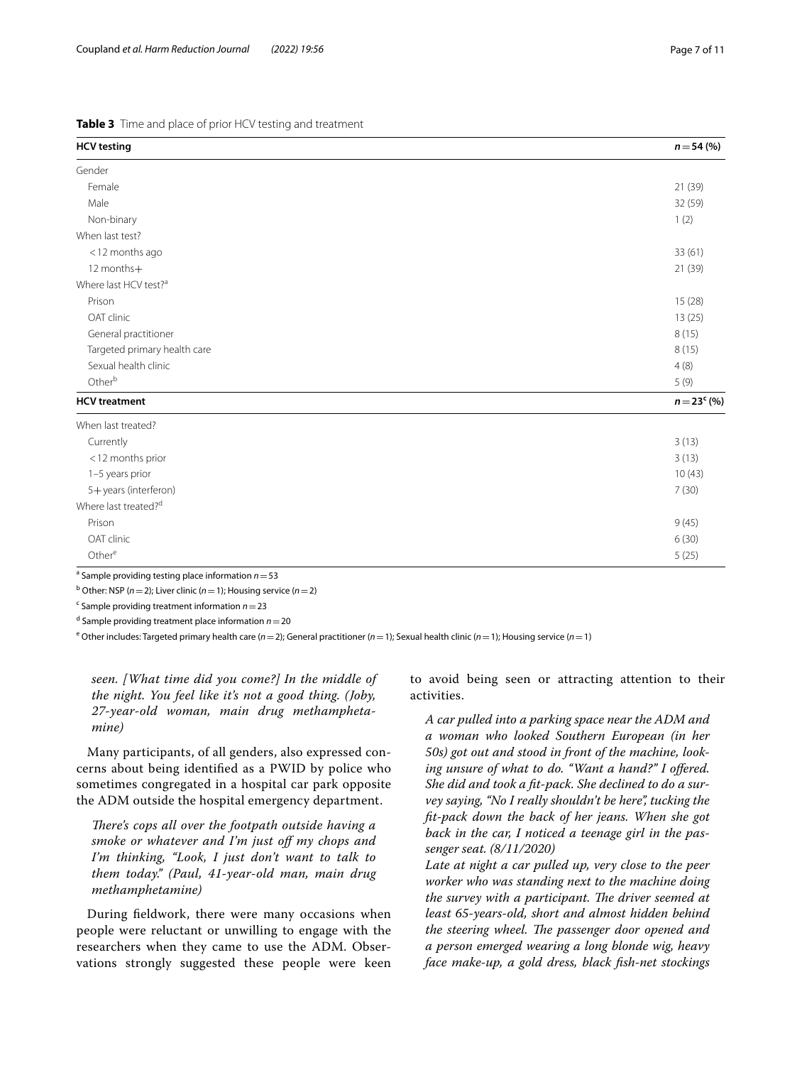**Table 3** Time and place of prior HCV testing and treatment

| **HCV testing** | ***n* = 54 (%)** |
|---|---|
| Gender | |
| Female | 21 (39) |
| Male | 32 (59) |
| Non-binary | 1 (2) |
| When last test? | |
| <12 months ago | 33 (61) |
| 12 months+ | 21 (39) |
| Where last HCV test?[a] | |
| Prison | 15 (28) |
| OAT clinic | 13 (25) |
| General practitioner | 8 (15) |
| Targeted primary health care | 8 (15) |
| Sexual health clinic | 4 (8) |
| Other[b] | 5 (9) |
| **HCV treatment** | ***n* = 23[c] (%)** |
| When last treated? | |
| Currently | 3 (13) |
| <12 months prior | 3 (13) |
| 1–5 years prior | 10 (43) |
| 5+ years (interferon) | 7 (30) |
| Where last treated?[d] | |
| Prison | 9 (45) |
| OAT clinic | 6 (30) |
| Other[e] | 5 (25) |

[a] Sample providing testing place information *n* = 53

[b] Other: NSP (*n* = 2); Liver clinic (*n* = 1); Housing service (*n* = 2)

[c] Sample providing treatment information *n* = 23

[d] Sample providing treatment place information *n* = 20

[e] Other includes: Targeted primary health care (*n* = 2); General practitioner (*n* = 1); Sexual health clinic (*n* = 1); Housing service (*n* = 1)

*seen. [What time did you come?] In the middle of the night. You feel like it's not a good thing. (Joby, 27-year-old woman, main drug methamphetamine)*

Many participants, of all genders, also expressed concerns about being identified as a PWID by police who sometimes congregated in a hospital car park opposite the ADM outside the hospital emergency department.

*There's cops all over the footpath outside having a smoke or whatever and I'm just off my chops and I'm thinking, "Look, I just don't want to talk to them today." (Paul, 41-year-old man, main drug methamphetamine)*

During fieldwork, there were many occasions when people were reluctant or unwilling to engage with the researchers when they came to use the ADM. Observations strongly suggested these people were keen to avoid being seen or attracting attention to their activities.

*A car pulled into a parking space near the ADM and a woman who looked Southern European (in her 50s) got out and stood in front of the machine, looking unsure of what to do. "Want a hand?" I offered. She did and took a fit-pack. She declined to do a survey saying, "No I really shouldn't be here", tucking the fit-pack down the back of her jeans. When she got back in the car, I noticed a teenage girl in the passenger seat. (8/11/2020)*

*Late at night a car pulled up, very close to the peer worker who was standing next to the machine doing the survey with a participant. The driver seemed at least 65-years-old, short and almost hidden behind the steering wheel. The passenger door opened and a person emerged wearing a long blonde wig, heavy face make-up, a gold dress, black fish-net stockings*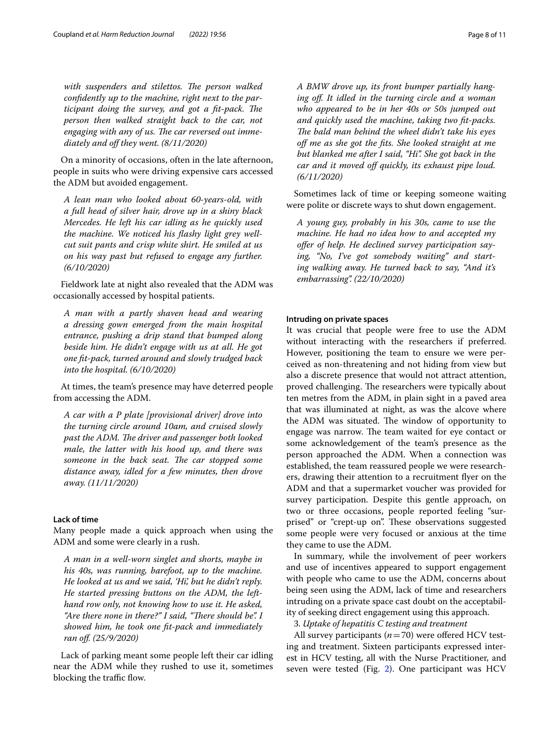*with suspenders and stilettos. The person walked confidently up to the machine, right next to the participant doing the survey, and got a fit-pack. The person then walked straight back to the car, not engaging with any of us. The car reversed out immediately and off they went. (8/11/2020)*

On a minority of occasions, often in the late afternoon, people in suits who were driving expensive cars accessed the ADM but avoided engagement.

> *A lean man who looked about 60-years-old, with a full head of silver hair, drove up in a shiny black Mercedes. He left his car idling as he quickly used the machine. We noticed his flashy light grey well-cut suit pants and crisp white shirt. He smiled at us on his way past but refused to engage any further. (6/10/2020)*

Fieldwork late at night also revealed that the ADM was occasionally accessed by hospital patients.

> *A man with a partly shaven head and wearing a dressing gown emerged from the main hospital entrance, pushing a drip stand that bumped along beside him. He didn't engage with us at all. He got one fit-pack, turned around and slowly trudged back into the hospital. (6/10/2020)*

At times, the team's presence may have deterred people from accessing the ADM.

> *A car with a P plate [provisional driver] drove into the turning circle around 10am, and cruised slowly past the ADM. The driver and passenger both looked male, the latter with his hood up, and there was someone in the back seat. The car stopped some distance away, idled for a few minutes, then drove away. (11/11/2020)*

#### Lack of time

Many people made a quick approach when using the ADM and some were clearly in a rush.

> *A man in a well-worn singlet and shorts, maybe in his 40s, was running, barefoot, up to the machine. He looked at us and we said, 'Hi,' but he didn't reply. He started pressing buttons on the ADM, the left-hand row only, not knowing how to use it. He asked, "Are there none in there?" I said, "There should be". I showed him, he took one fit-pack and immediately ran off. (25/9/2020)*

Lack of parking meant some people left their car idling near the ADM while they rushed to use it, sometimes blocking the traffic flow.

> *A BMW drove up, its front bumper partially hanging off. It idled in the turning circle and a woman who appeared to be in her 40s or 50s jumped out and quickly used the machine, taking two fit-packs. The bald man behind the wheel didn't take his eyes off me as she got the fits. She looked straight at me but blanked me after I said, "Hi". She got back in the car and it moved off quickly, its exhaust pipe loud. (6/11/2020)*

Sometimes lack of time or keeping someone waiting were polite or discrete ways to shut down engagement.

> *A young guy, probably in his 30s, came to use the machine. He had no idea how to and accepted my offer of help. He declined survey participation saying, "No, I've got somebody waiting" and starting walking away. He turned back to say, "And it's embarrassing". (22/10/2020)*

#### Intruding on private spaces

It was crucial that people were free to use the ADM without interacting with the researchers if preferred. However, positioning the team to ensure we were perceived as non-threatening and not hiding from view but also a discrete presence that would not attract attention, proved challenging. The researchers were typically about ten metres from the ADM, in plain sight in a paved area that was illuminated at night, as was the alcove where the ADM was situated. The window of opportunity to engage was narrow. The team waited for eye contact or some acknowledgement of the team's presence as the person approached the ADM. When a connection was established, the team reassured people we were researchers, drawing their attention to a recruitment flyer on the ADM and that a supermarket voucher was provided for survey participation. Despite this gentle approach, on two or three occasions, people reported feeling "surprised" or "crept-up on". These observations suggested some people were very focused or anxious at the time they came to use the ADM.

In summary, while the involvement of peer workers and use of incentives appeared to support engagement with people who came to use the ADM, concerns about being seen using the ADM, lack of time and researchers intruding on a private space cast doubt on the acceptability of seeking direct engagement using this approach.

3. *Uptake of hepatitis C testing and treatment*

All survey participants ($n = 70$) were offered HCV testing and treatment. Sixteen participants expressed interest in HCV testing, all with the Nurse Practitioner, and seven were tested (Fig. 2). One participant was HCV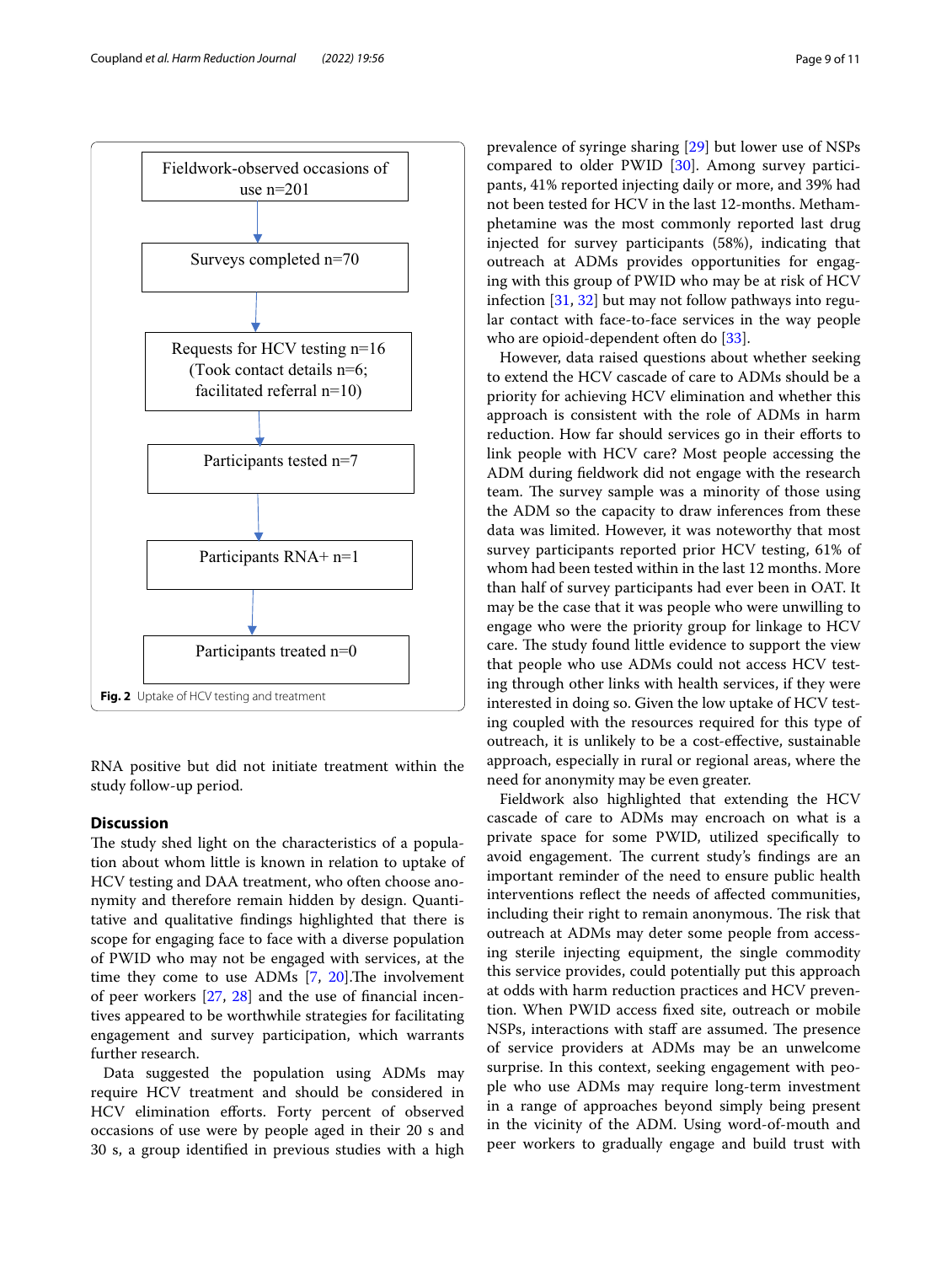Fieldwork-observed occasions of use n=201

Surveys completed n=70

Requests for HCV testing n=16 (Took contact details n=6; facilitated referral n=10)

Participants tested n=7

Participants RNA+ n=1

Participants treated n=0

**Fig. 2** Uptake of HCV testing and treatment

RNA positive but did not initiate treatment within the study follow-up period.

## Discussion

The study shed light on the characteristics of a population about whom little is known in relation to uptake of HCV testing and DAA treatment, who often choose anonymity and therefore remain hidden by design. Quantitative and qualitative findings highlighted that there is scope for engaging face to face with a diverse population of PWID who may not be engaged with services, at the time they come to use ADMs [7, 20].The involvement of peer workers [27, 28] and the use of financial incentives appeared to be worthwhile strategies for facilitating engagement and survey participation, which warrants further research.

Data suggested the population using ADMs may require HCV treatment and should be considered in HCV elimination efforts. Forty percent of observed occasions of use were by people aged in their 20 s and 30 s, a group identified in previous studies with a high prevalence of syringe sharing [29] but lower use of NSPs compared to older PWID [30]. Among survey participants, 41% reported injecting daily or more, and 39% had not been tested for HCV in the last 12-months. Methamphetamine was the most commonly reported last drug injected for survey participants (58%), indicating that outreach at ADMs provides opportunities for engaging with this group of PWID who may be at risk of HCV infection [31, 32] but may not follow pathways into regular contact with face-to-face services in the way people who are opioid-dependent often do [33].

However, data raised questions about whether seeking to extend the HCV cascade of care to ADMs should be a priority for achieving HCV elimination and whether this approach is consistent with the role of ADMs in harm reduction. How far should services go in their efforts to link people with HCV care? Most people accessing the ADM during fieldwork did not engage with the research team. The survey sample was a minority of those using the ADM so the capacity to draw inferences from these data was limited. However, it was noteworthy that most survey participants reported prior HCV testing, 61% of whom had been tested within in the last 12 months. More than half of survey participants had ever been in OAT. It may be the case that it was people who were unwilling to engage who were the priority group for linkage to HCV care. The study found little evidence to support the view that people who use ADMs could not access HCV testing through other links with health services, if they were interested in doing so. Given the low uptake of HCV testing coupled with the resources required for this type of outreach, it is unlikely to be a cost-effective, sustainable approach, especially in rural or regional areas, where the need for anonymity may be even greater.

Fieldwork also highlighted that extending the HCV cascade of care to ADMs may encroach on what is a private space for some PWID, utilized specifically to avoid engagement. The current study's findings are an important reminder of the need to ensure public health interventions reflect the needs of affected communities, including their right to remain anonymous. The risk that outreach at ADMs may deter some people from accessing sterile injecting equipment, the single commodity this service provides, could potentially put this approach at odds with harm reduction practices and HCV prevention. When PWID access fixed site, outreach or mobile NSPs, interactions with staff are assumed. The presence of service providers at ADMs may be an unwelcome surprise. In this context, seeking engagement with people who use ADMs may require long-term investment in a range of approaches beyond simply being present in the vicinity of the ADM. Using word-of-mouth and peer workers to gradually engage and build trust with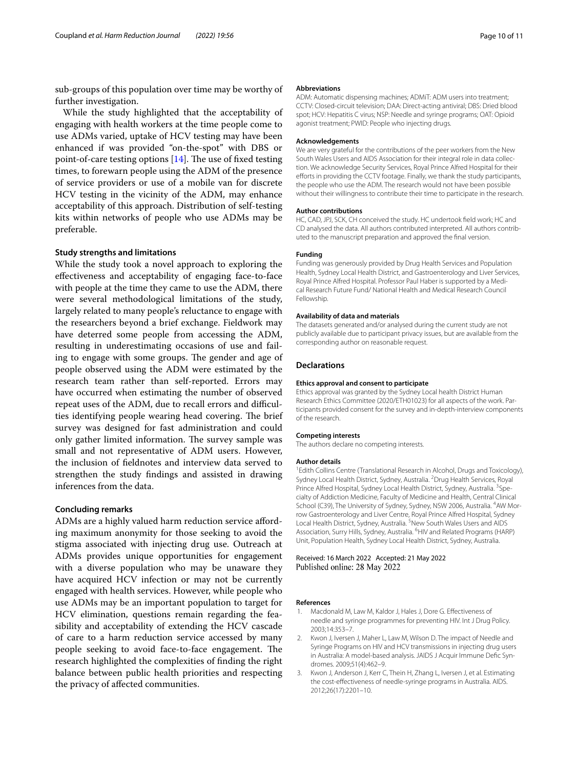sub-groups of this population over time may be worthy of further investigation.

While the study highlighted that the acceptability of engaging with health workers at the time people come to use ADMs varied, uptake of HCV testing may have been enhanced if was provided "on-the-spot" with DBS or point-of-care testing options [14]. The use of fixed testing times, to forewarn people using the ADM of the presence of service providers or use of a mobile van for discrete HCV testing in the vicinity of the ADM, may enhance acceptability of this approach. Distribution of self-testing kits within networks of people who use ADMs may be preferable.

### Study strengths and limitations

While the study took a novel approach to exploring the effectiveness and acceptability of engaging face-to-face with people at the time they came to use the ADM, there were several methodological limitations of the study, largely related to many people's reluctance to engage with the researchers beyond a brief exchange. Fieldwork may have deterred some people from accessing the ADM, resulting in underestimating occasions of use and failing to engage with some groups. The gender and age of people observed using the ADM were estimated by the research team rather than self-reported. Errors may have occurred when estimating the number of observed repeat uses of the ADM, due to recall errors and difficulties identifying people wearing head covering. The brief survey was designed for fast administration and could only gather limited information. The survey sample was small and not representative of ADM users. However, the inclusion of fieldnotes and interview data served to strengthen the study findings and assisted in drawing inferences from the data.

### Concluding remarks

ADMs are a highly valued harm reduction service affording maximum anonymity for those seeking to avoid the stigma associated with injecting drug use. Outreach at ADMs provides unique opportunities for engagement with a diverse population who may be unaware they have acquired HCV infection or may not be currently engaged with health services. However, while people who use ADMs may be an important population to target for HCV elimination, questions remain regarding the feasibility and acceptability of extending the HCV cascade of care to a harm reduction service accessed by many people seeking to avoid face-to-face engagement. The research highlighted the complexities of finding the right balance between public health priorities and respecting the privacy of affected communities.

#### Abbreviations

ADM: Automatic dispensing machines; ADMiT: ADM users into treatment; CCTV: Closed-circuit television; DAA: Direct-acting antiviral; DBS: Dried blood spot; HCV: Hepatitis C virus; NSP: Needle and syringe programs; OAT: Opioid agonist treatment; PWID: People who injecting drugs.

#### Acknowledgements

We are very grateful for the contributions of the peer workers from the New South Wales Users and AIDS Association for their integral role in data collection. We acknowledge Security Services, Royal Prince Alfred Hospital for their efforts in providing the CCTV footage. Finally, we thank the study participants, the people who use the ADM. The research would not have been possible without their willingness to contribute their time to participate in the research.

#### Author contributions

HC, CAD, JPJ, SCK, CH conceived the study. HC undertook field work; HC and CD analysed the data. All authors contributed interpreted. All authors contributed to the manuscript preparation and approved the final version.

#### Funding

Funding was generously provided by Drug Health Services and Population Health, Sydney Local Health District, and Gastroenterology and Liver Services, Royal Prince Alfred Hospital. Professor Paul Haber is supported by a Medical Research Future Fund/ National Health and Medical Research Council Fellowship.

#### Availability of data and materials

The datasets generated and/or analysed during the current study are not publicly available due to participant privacy issues, but are available from the corresponding author on reasonable request.

## Declarations

#### Ethics approval and consent to participate

Ethics approval was granted by the Sydney Local health District Human Research Ethics Committee (2020/ETH01023) for all aspects of the work. Participants provided consent for the survey and in-depth-interview components of the research.

#### Competing interests

The authors declare no competing interests.

#### Author details

[1]Edith Collins Centre (Translational Research in Alcohol, Drugs and Toxicology), Sydney Local Health District, Sydney, Australia. [2]Drug Health Services, Royal Prince Alfred Hospital, Sydney Local Health District, Sydney, Australia. [3]Specialty of Addiction Medicine, Faculty of Medicine and Health, Central Clinical School (C39), The University of Sydney, Sydney, NSW 2006, Australia. [4]AW Morrow Gastroenterology and Liver Centre, Royal Prince Alfred Hospital, Sydney Local Health District, Sydney, Australia. [5]New South Wales Users and AIDS Association, Surry Hills, Sydney, Australia. [6]HIV and Related Programs (HARP) Unit, Population Health, Sydney Local Health District, Sydney, Australia.

Received: 16 March 2022 Accepted: 21 May 2022
Published online: 28 May 2022

#### References

1. Macdonald M, Law M, Kaldor J, Hales J, Dore G. Effectiveness of needle and syringe programmes for preventing HIV. Int J Drug Policy. 2003;14:353–7.
2. Kwon J, Iversen J, Maher L, Law M, Wilson D. The impact of Needle and Syringe Programs on HIV and HCV transmissions in injecting drug users in Australia: A model-based analysis. JAIDS J Acquir Immune Defic Syndromes. 2009;51(4):462–9.
3. Kwon J, Anderson J, Kerr C, Thein H, Zhang L, Iversen J, et al. Estimating the cost-effectiveness of needle-syringe programs in Australia. AIDS. 2012;26(17):2201–10.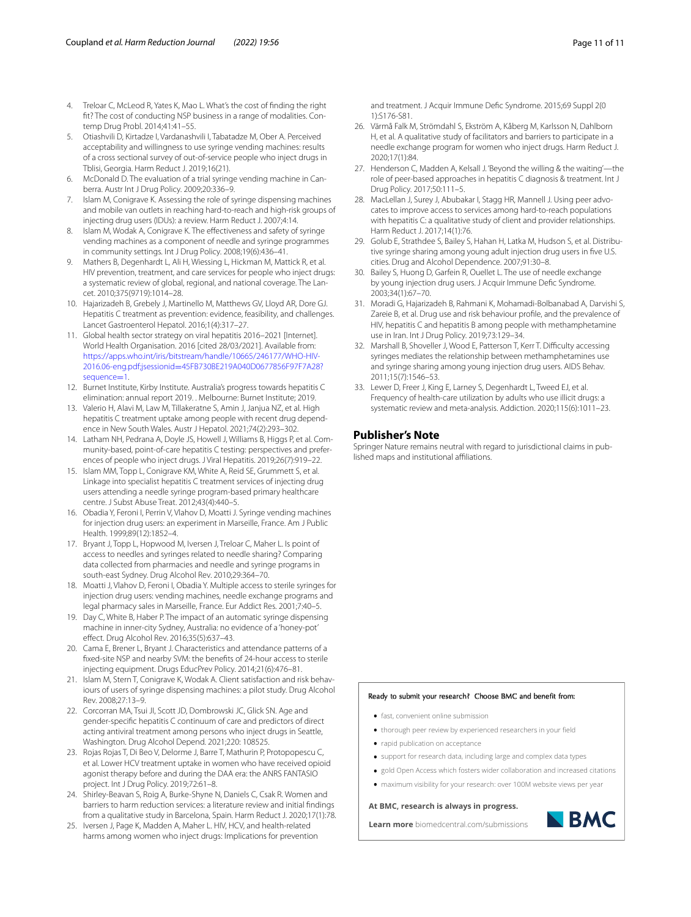4. Treloar C, McLeod R, Yates K, Mao L. What's the cost of finding the right fit? The cost of conducting NSP business in a range of modalities. Contemp Drug Probl. 2014;41:41–55.
5. Otiashvili D, Kirtadze I, Vardanashvili I, Tabatadze M, Ober A. Perceived acceptability and willingness to use syringe vending machines: results of a cross sectional survey of out-of-service people who inject drugs in Tbilisi, Georgia. Harm Reduct J. 2019;16(21).
6. McDonald D. The evaluation of a trial syringe vending machine in Canberra. Austr Int J Drug Policy. 2009;20:336–9.
7. Islam M, Conigrave K. Assessing the role of syringe dispensing machines and mobile van outlets in reaching hard-to-reach and high-risk groups of injecting drug users (IDUs): a review. Harm Reduct J. 2007;4:14.
8. Islam M, Wodak A, Conigrave K. The effectiveness and safety of syringe vending machines as a component of needle and syringe programmes in community settings. Int J Drug Policy. 2008;19(6):436–41.
9. Mathers B, Degenhardt L, Ali H, Wiessing L, Hickman M, Mattick R, et al. HIV prevention, treatment, and care services for people who inject drugs: a systematic review of global, regional, and national coverage. The Lancet. 2010;375(9719):1014–28.
10. Hajarizadeh B, Grebely J, Martinello M, Matthews GV, Lloyd AR, Dore GJ. Hepatitis C treatment as prevention: evidence, feasibility, and challenges. Lancet Gastroenterol Hepatol. 2016;1(4):317–27.
11. Global health sector strategy on viral hepatitis 2016–2021 [Internet]. World Health Organisation. 2016 [cited 28/03/2021]. Available from: https://apps.who.int/iris/bitstream/handle/10665/246177/WHO-HIV-2016.06-eng.pdf;jsessionid=45FB730BE219A040D0677856F97F7A28?sequence=1.
12. Burnet Institute, Kirby Institute. Australia's progress towards hepatitis C elimination: annual report 2019. . Melbourne: Burnet Institute; 2019.
13. Valerio H, Alavi M, Law M, Tillakeratne S, Amin J, Janjua NZ, et al. High hepatitis C treatment uptake among people with recent drug dependence in New South Wales. Austr J Hepatol. 2021;74(2):293–302.
14. Latham NH, Pedrana A, Doyle JS, Howell J, Williams B, Higgs P, et al. Community-based, point-of-care hepatitis C testing: perspectives and preferences of people who inject drugs. J Viral Hepatitis. 2019;26(7):919–22.
15. Islam MM, Topp L, Conigrave KM, White A, Reid SE, Grummett S, et al. Linkage into specialist hepatitis C treatment services of injecting drug users attending a needle syringe program-based primary healthcare centre. J Subst Abuse Treat. 2012;43(4):440–5.
16. Obadia Y, Feroni I, Perrin V, Vlahov D, Moatti J. Syringe vending machines for injection drug users: an experiment in Marseille, France. Am J Public Health. 1999;89(12):1852–4.
17. Bryant J, Topp L, Hopwood M, Iversen J, Treloar C, Maher L. Is point of access to needles and syringes related to needle sharing? Comparing data collected from pharmacies and needle and syringe programs in south-east Sydney. Drug Alcohol Rev. 2010;29:364–70.
18. Moatti J, Vlahov D, Feroni I, Obadia Y. Multiple access to sterile syringes for injection drug users: vending machines, needle exchange programs and legal pharmacy sales in Marseille, France. Eur Addict Res. 2001;7:40–5.
19. Day C, White B, Haber P. The impact of an automatic syringe dispensing machine in inner-city Sydney, Australia: no evidence of a 'honey-pot' effect. Drug Alcohol Rev. 2016;35(5):637–43.
20. Cama E, Brener L, Bryant J. Characteristics and attendance patterns of a fixed-site NSP and nearby SVM: the benefits of 24-hour access to sterile injecting equipment. Drugs EducPrev Policy. 2014;21(6):476–81.
21. Islam M, Stern T, Conigrave K, Wodak A. Client satisfaction and risk behaviours of users of syringe dispensing machines: a pilot study. Drug Alcohol Rev. 2008;27:13–9.
22. Corcorran MA, Tsui JI, Scott JD, Dombrowski JC, Glick SN. Age and gender-specific hepatitis C continuum of care and predictors of direct acting antiviral treatment among persons who inject drugs in Seattle, Washington. Drug Alcohol Depend. 2021;220: 108525.
23. Rojas Rojas T, Di Beo V, Delorme J, Barre T, Mathurin P, Protopopescu C, et al. Lower HCV treatment uptake in women who have received opioid agonist therapy before and during the DAA era: the ANRS FANTASIO project. Int J Drug Policy. 2019;72:61–8.
24. Shirley-Beavan S, Roig A, Burke-Shyne N, Daniels C, Csak R. Women and barriers to harm reduction services: a literature review and initial findings from a qualitative study in Barcelona, Spain. Harm Reduct J. 2020;17(1):78.
25. Iversen J, Page K, Madden A, Maher L. HIV, HCV, and health-related harms among women who inject drugs: Implications for prevention and treatment. J Acquir Immune Defic Syndrome. 2015;69 Suppl 2(0 1):S176-S81.
26. Värmå Falk M, Strömdahl S, Ekström A, Kåberg M, Karlsson N, Dahlborn H, et al. A qualitative study of facilitators and barriers to participate in a needle exchange program for women who inject drugs. Harm Reduct J. 2020;17(1):84.
27. Henderson C, Madden A, Kelsall J. 'Beyond the willing & the waiting'—the role of peer-based approaches in hepatitis C diagnosis & treatment. Int J Drug Policy. 2017;50:111–5.
28. MacLellan J, Surey J, Abubakar I, Stagg HR, Mannell J. Using peer advocates to improve access to services among hard-to-reach populations with hepatitis C: a qualitative study of client and provider relationships. Harm Reduct J. 2017;14(1):76.
29. Golub E, Strathdee S, Bailey S, Hahan H, Latka M, Hudson S, et al. Distributive syringe sharing among young adult injection drug users in five U.S. cities. Drug and Alcohol Dependence. 2007;91:30–8.
30. Bailey S, Huong D, Garfein R, Ouellet L. The use of needle exchange by young injection drug users. J Acquir Immune Defic Syndrome. 2003;34(1):67–70.
31. Moradi G, Hajarizadeh B, Rahmani K, Mohamadi-Bolbanabad A, Darvishi S, Zareie B, et al. Drug use and risk behaviour profile, and the prevalence of HIV, hepatitis C and hepatitis B among people with methamphetamine use in Iran. Int J Drug Policy. 2019;73:129–34.
32. Marshall B, Shoveller J, Wood E, Patterson T, Kerr T. Difficulty accessing syringes mediates the relationship between methamphetamines use and syringe sharing among young injection drug users. AIDS Behav. 2011;15(7):1546–53.
33. Lewer D, Freer J, King E, Larney S, Degenhardt L, Tweed EJ, et al. Frequency of health-care utilization by adults who use illicit drugs: a systematic review and meta-analysis. Addiction. 2020;115(6):1011–23.

## Publisher's Note

Springer Nature remains neutral with regard to jurisdictional claims in published maps and institutional affiliations.

Ready to submit your research? Choose BMC and benefit from:

- fast, convenient online submission
- thorough peer review by experienced researchers in your field
- rapid publication on acceptance
- support for research data, including large and complex data types
- gold Open Access which fosters wider collaboration and increased citations
- maximum visibility for your research: over 100M website views per year

**At BMC, research is always in progress.**

**Learn more** biomedcentral.com/submissions

BMC